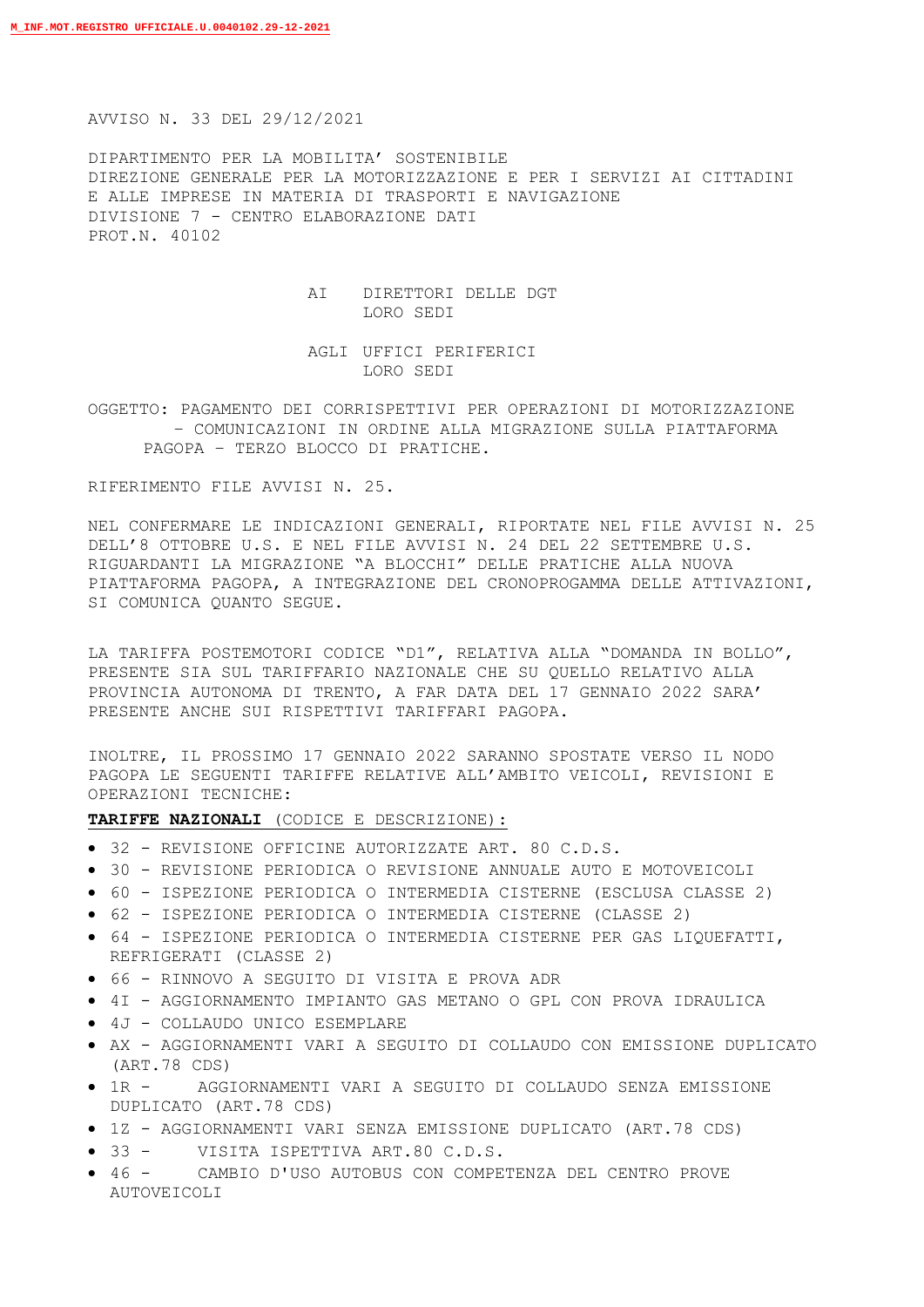M_INF.MOT.REGISTRO UFFICIALE.U.0040102.29-12-2021

AVVISO N. 33 DEL 29/12/2021

DIPARTIMENTO PER LA MOBILITA' SOSTENIBILE
DIREZIONE GENERALE PER LA MOTORIZZAZIONE E PER I SERVIZI AI CITTADINI E ALLE IMPRESE IN MATERIA DI TRASPORTI E NAVIGAZIONE
DIVISIONE 7 - CENTRO ELABORAZIONE DATI
PROT.N. 40102

AI DIRETTORI DELLE DGT
LORO SEDI

AGLI UFFICI PERIFERICI
LORO SEDI

OGGETTO: PAGAMENTO DEI CORRISPETTIVI PER OPERAZIONI DI MOTORIZZAZIONE – COMUNICAZIONI IN ORDINE ALLA MIGRAZIONE SULLA PIATTAFORMA PAGOPA – TERZO BLOCCO DI PRATICHE.

RIFERIMENTO FILE AVVISI N. 25.

NEL CONFERMARE LE INDICAZIONI GENERALI, RIPORTATE NEL FILE AVVISI N. 25 DELL'8 OTTOBRE U.S. E NEL FILE AVVISI N. 24 DEL 22 SETTEMBRE U.S. RIGUARDANTI LA MIGRAZIONE "A BLOCCHI" DELLE PRATICHE ALLA NUOVA PIATTAFORMA PAGOPA, A INTEGRAZIONE DEL CRONOPROGAMMA DELLE ATTIVAZIONI, SI COMUNICA QUANTO SEGUE.

LA TARIFFA POSTEMOTORI CODICE "D1", RELATIVA ALLA "DOMANDA IN BOLLO", PRESENTE SIA SUL TARIFFARIO NAZIONALE CHE SU QUELLO RELATIVO ALLA PROVINCIA AUTONOMA DI TRENTO, A FAR DATA DEL 17 GENNAIO 2022 SARA' PRESENTE ANCHE SUI RISPETTIVI TARIFFARI PAGOPA.

INOLTRE, IL PROSSIMO 17 GENNAIO 2022 SARANNO SPOSTATE VERSO IL NODO PAGOPA LE SEGUENTI TARIFFE RELATIVE ALL'AMBITO VEICOLI, REVISIONI E OPERAZIONI TECNICHE:

**TARIFFE NAZIONALI** (CODICE E DESCRIZIONE):

- 32 - REVISIONE OFFICINE AUTORIZZATE ART. 80 C.D.S.
- 30 - REVISIONE PERIODICA O REVISIONE ANNUALE AUTO E MOTOVEICOLI
- 60 - ISPEZIONE PERIODICA O INTERMEDIA CISTERNE (ESCLUSA CLASSE 2)
- 62 - ISPEZIONE PERIODICA O INTERMEDIA CISTERNE (CLASSE 2)
- 64 - ISPEZIONE PERIODICA O INTERMEDIA CISTERNE PER GAS LIQUEFATTI, REFRIGERATI (CLASSE 2)
- 66 - RINNOVO A SEGUITO DI VISITA E PROVA ADR
- 4I - AGGIORNAMENTO IMPIANTO GAS METANO O GPL CON PROVA IDRAULICA
- 4J - COLLAUDO UNICO ESEMPLARE
- AX - AGGIORNAMENTI VARI A SEGUITO DI COLLAUDO CON EMISSIONE DUPLICATO (ART.78 CDS)
- 1R - AGGIORNAMENTI VARI A SEGUITO DI COLLAUDO SENZA EMISSIONE DUPLICATO (ART.78 CDS)
- 1Z - AGGIORNAMENTI VARI SENZA EMISSIONE DUPLICATO (ART.78 CDS)
- 33 - VISITA ISPETTIVA ART.80 C.D.S.
- 46 - CAMBIO D'USO AUTOBUS CON COMPETENZA DEL CENTRO PROVE AUTOVEICOLI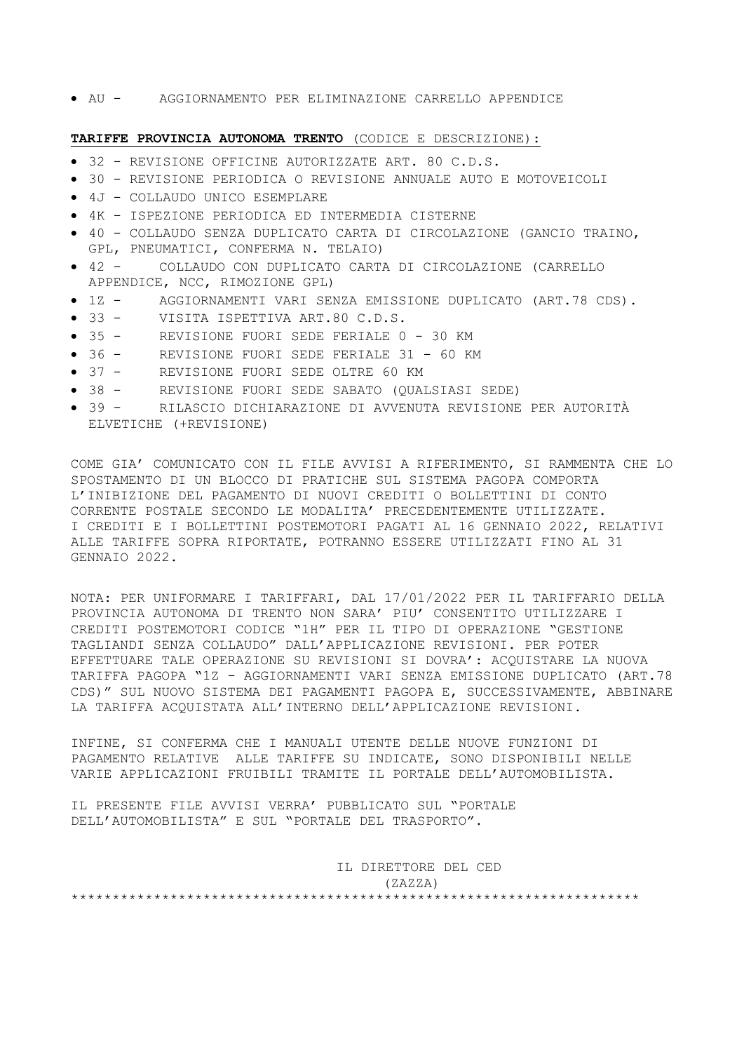- AU - AGGIORNAMENTO PER ELIMINAZIONE CARRELLO APPENDICE

**TARIFFE PROVINCIA AUTONOMA TRENTO** (CODICE E DESCRIZIONE):

- 32 - REVISIONE OFFICINE AUTORIZZATE ART. 80 C.D.S.
- 30 - REVISIONE PERIODICA O REVISIONE ANNUALE AUTO E MOTOVEICOLI
- 4J - COLLAUDO UNICO ESEMPLARE
- 4K - ISPEZIONE PERIODICA ED INTERMEDIA CISTERNE
- 40 - COLLAUDO SENZA DUPLICATO CARTA DI CIRCOLAZIONE (GANCIO TRAINO, GPL, PNEUMATICI, CONFERMA N. TELAIO)
- 42 - COLLAUDO CON DUPLICATO CARTA DI CIRCOLAZIONE (CARRELLO APPENDICE, NCC, RIMOZIONE GPL)
- 1Z - AGGIORNAMENTI VARI SENZA EMISSIONE DUPLICATO (ART.78 CDS).
- 33 - VISITA ISPETTIVA ART.80 C.D.S.
- 35 - REVISIONE FUORI SEDE FERIALE 0 - 30 KM
- 36 - REVISIONE FUORI SEDE FERIALE 31 - 60 KM
- 37 - REVISIONE FUORI SEDE OLTRE 60 KM
- 38 - REVISIONE FUORI SEDE SABATO (QUALSIASI SEDE)
- 39 - RILASCIO DICHIARAZIONE DI AVVENUTA REVISIONE PER AUTORITÀ ELVETICHE (+REVISIONE)

COME GIA' COMUNICATO CON IL FILE AVVISI A RIFERIMENTO, SI RAMMENTA CHE LO SPOSTAMENTO DI UN BLOCCO DI PRATICHE SUL SISTEMA PAGOPA COMPORTA L'INIBIZIONE DEL PAGAMENTO DI NUOVI CREDITI O BOLLETTINI DI CONTO CORRENTE POSTALE SECONDO LE MODALITA' PRECEDENTEMENTE UTILIZZATE.
I CREDITI E I BOLLETTINI POSTEMOTORI PAGATI AL 16 GENNAIO 2022, RELATIVI ALLE TARIFFE SOPRA RIPORTATE, POTRANNO ESSERE UTILIZZATI FINO AL 31 GENNAIO 2022.

NOTA: PER UNIFORMARE I TARIFFARI, DAL 17/01/2022 PER IL TARIFFARIO DELLA PROVINCIA AUTONOMA DI TRENTO NON SARA' PIU' CONSENTITO UTILIZZARE I CREDITI POSTEMOTORI CODICE "1H" PER IL TIPO DI OPERAZIONE "GESTIONE TAGLIANDI SENZA COLLAUDO" DALL'APPLICAZIONE REVISIONI. PER POTER EFFETTUARE TALE OPERAZIONE SU REVISIONI SI DOVRA': ACQUISTARE LA NUOVA TARIFFA PAGOPA "1Z - AGGIORNAMENTI VARI SENZA EMISSIONE DUPLICATO (ART.78 CDS)" SUL NUOVO SISTEMA DEI PAGAMENTI PAGOPA E, SUCCESSIVAMENTE, ABBINARE LA TARIFFA ACQUISTATA ALL'INTERNO DELL'APPLICAZIONE REVISIONI.

INFINE, SI CONFERMA CHE I MANUALI UTENTE DELLE NUOVE FUNZIONI DI PAGAMENTO RELATIVE ALLE TARIFFE SU INDICATE, SONO DISPONIBILI NELLE VARIE APPLICAZIONI FRUIBILI TRAMITE IL PORTALE DELL'AUTOMOBILISTA.

IL PRESENTE FILE AVVISI VERRA' PUBBLICATO SUL "PORTALE DELL'AUTOMOBILISTA" E SUL "PORTALE DEL TRASPORTO".

IL DIRETTORE DEL CED
(ZAZZA)

*******************************************************************